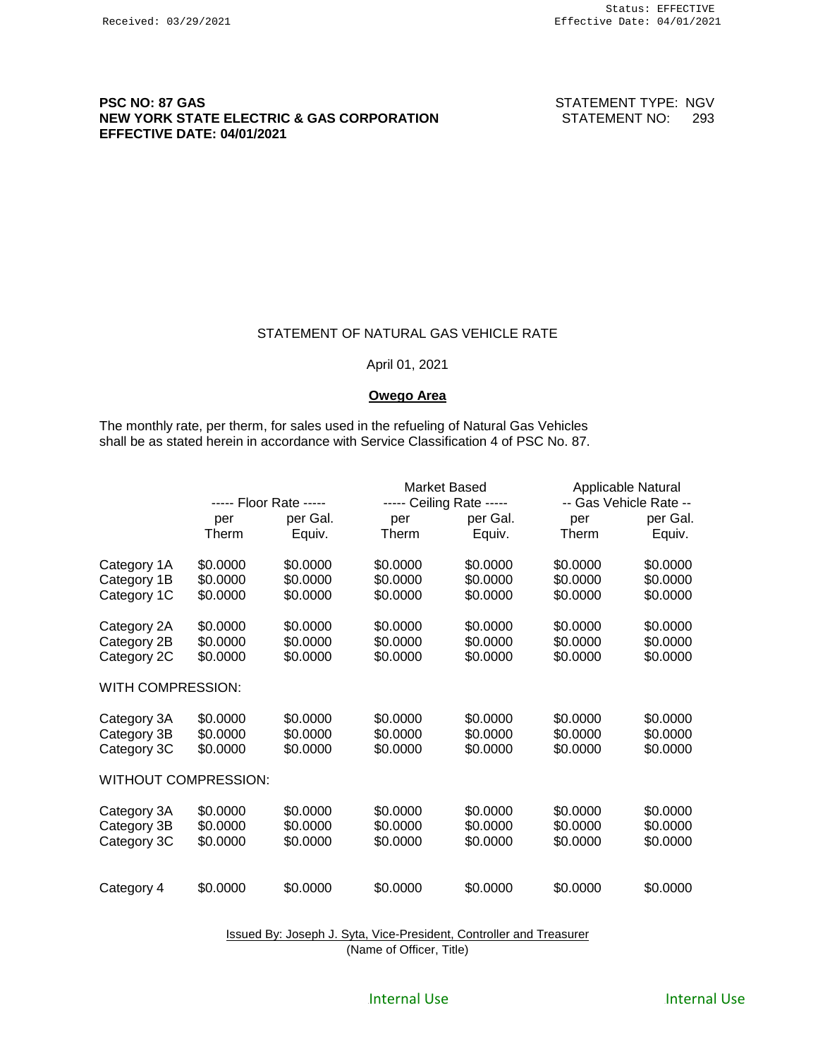Received: 03/29/2021

Status: EFFECTIVE
Effective Date: 04/01/2021

**PSC NO: 87 GAS**
**NEW YORK STATE ELECTRIC & GAS CORPORATION**
**EFFECTIVE DATE: 04/01/2021**

STATEMENT TYPE: NGV
STATEMENT NO: 293

STATEMENT OF NATURAL GAS VEHICLE RATE

April 01, 2021

**Owego Area**

The monthly rate, per therm, for sales used in the refueling of Natural Gas Vehicles shall be as stated herein in accordance with Service Classification 4 of PSC No. 87.

| | ----- Floor Rate ----- | | Market Based ----- Ceiling Rate ----- | | Applicable Natural -- Gas Vehicle Rate -- | |
|---|---|---|---|---|---|---|
| | per Therm | per Gal. Equiv. | per Therm | per Gal. Equiv. | per Therm | per Gal. Equiv. |
| Category 1A | $0.0000 | $0.0000 | $0.0000 | $0.0000 | $0.0000 | $0.0000 |
| Category 1B | $0.0000 | $0.0000 | $0.0000 | $0.0000 | $0.0000 | $0.0000 |
| Category 1C | $0.0000 | $0.0000 | $0.0000 | $0.0000 | $0.0000 | $0.0000 |
| Category 2A | $0.0000 | $0.0000 | $0.0000 | $0.0000 | $0.0000 | $0.0000 |
| Category 2B | $0.0000 | $0.0000 | $0.0000 | $0.0000 | $0.0000 | $0.0000 |
| Category 2C | $0.0000 | $0.0000 | $0.0000 | $0.0000 | $0.0000 | $0.0000 |
| WITH COMPRESSION: | | | | | | |
| Category 3A | $0.0000 | $0.0000 | $0.0000 | $0.0000 | $0.0000 | $0.0000 |
| Category 3B | $0.0000 | $0.0000 | $0.0000 | $0.0000 | $0.0000 | $0.0000 |
| Category 3C | $0.0000 | $0.0000 | $0.0000 | $0.0000 | $0.0000 | $0.0000 |
| WITHOUT COMPRESSION: | | | | | | |
| Category 3A | $0.0000 | $0.0000 | $0.0000 | $0.0000 | $0.0000 | $0.0000 |
| Category 3B | $0.0000 | $0.0000 | $0.0000 | $0.0000 | $0.0000 | $0.0000 |
| Category 3C | $0.0000 | $0.0000 | $0.0000 | $0.0000 | $0.0000 | $0.0000 |
| Category 4 | $0.0000 | $0.0000 | $0.0000 | $0.0000 | $0.0000 | $0.0000 |

Issued By: Joseph J. Syta, Vice-President, Controller and Treasurer
(Name of Officer, Title)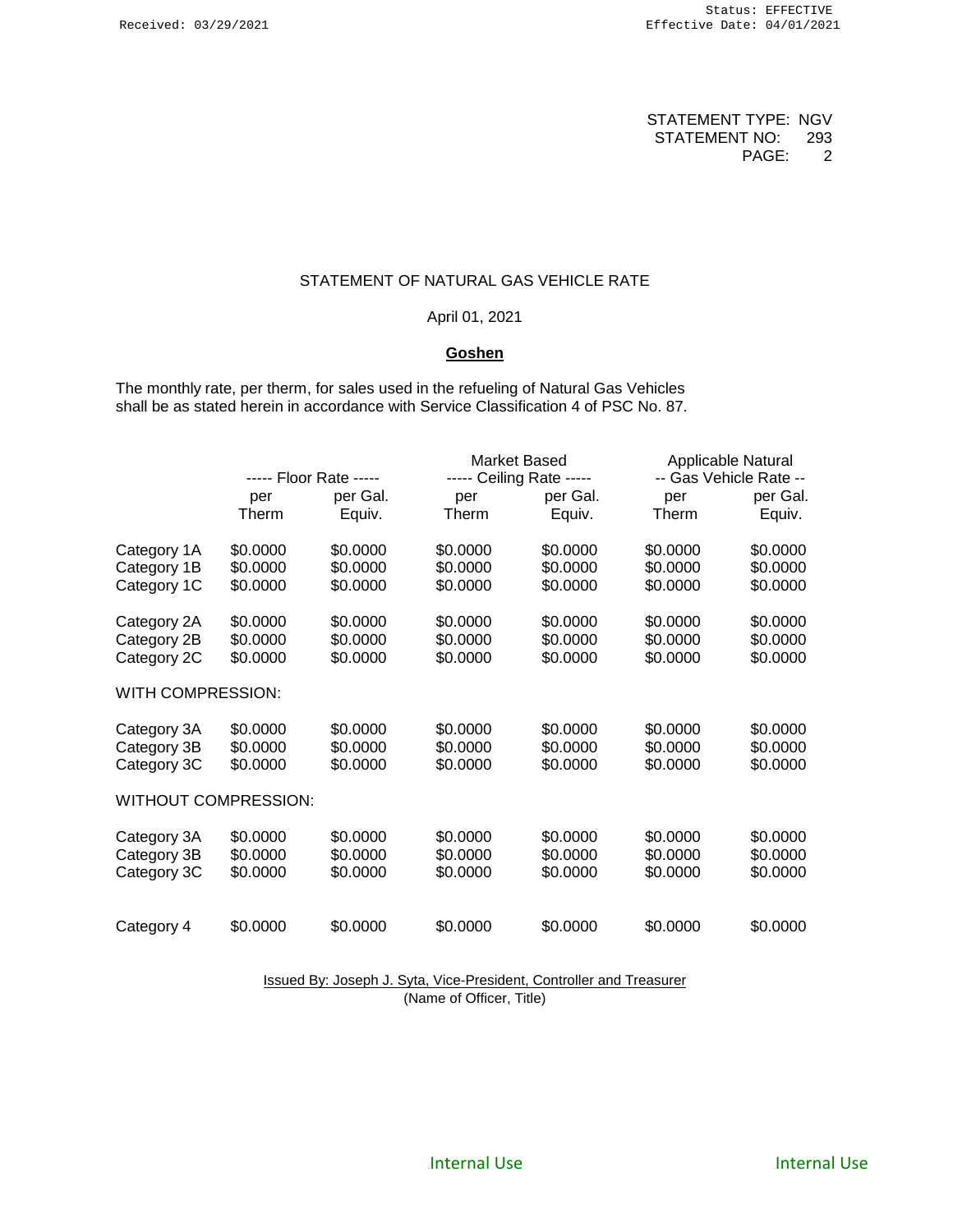Received: 03/29/2021

Status: EFFECTIVE
Effective Date: 04/01/2021

STATEMENT TYPE: NGV
STATEMENT NO: 293
PAGE: 2

STATEMENT OF NATURAL GAS VEHICLE RATE

April 01, 2021

**Goshen**

The monthly rate, per therm, for sales used in the refueling of Natural Gas Vehicles shall be as stated herein in accordance with Service Classification 4 of PSC No. 87.

| | ----- Floor Rate ----- | | Market Based ----- Ceiling Rate ----- | | Applicable Natural -- Gas Vehicle Rate -- | |
|---|---|---|---|---|---|---|
| | per Therm | per Gal. Equiv. | per Therm | per Gal. Equiv. | per Therm | per Gal. Equiv. |
| Category 1A | $0.0000 | $0.0000 | $0.0000 | $0.0000 | $0.0000 | $0.0000 |
| Category 1B | $0.0000 | $0.0000 | $0.0000 | $0.0000 | $0.0000 | $0.0000 |
| Category 1C | $0.0000 | $0.0000 | $0.0000 | $0.0000 | $0.0000 | $0.0000 |
| Category 2A | $0.0000 | $0.0000 | $0.0000 | $0.0000 | $0.0000 | $0.0000 |
| Category 2B | $0.0000 | $0.0000 | $0.0000 | $0.0000 | $0.0000 | $0.0000 |
| Category 2C | $0.0000 | $0.0000 | $0.0000 | $0.0000 | $0.0000 | $0.0000 |
| WITH COMPRESSION: | | | | | | |
| Category 3A | $0.0000 | $0.0000 | $0.0000 | $0.0000 | $0.0000 | $0.0000 |
| Category 3B | $0.0000 | $0.0000 | $0.0000 | $0.0000 | $0.0000 | $0.0000 |
| Category 3C | $0.0000 | $0.0000 | $0.0000 | $0.0000 | $0.0000 | $0.0000 |
| WITHOUT COMPRESSION: | | | | | | |
| Category 3A | $0.0000 | $0.0000 | $0.0000 | $0.0000 | $0.0000 | $0.0000 |
| Category 3B | $0.0000 | $0.0000 | $0.0000 | $0.0000 | $0.0000 | $0.0000 |
| Category 3C | $0.0000 | $0.0000 | $0.0000 | $0.0000 | $0.0000 | $0.0000 |
| Category 4 | $0.0000 | $0.0000 | $0.0000 | $0.0000 | $0.0000 | $0.0000 |

Issued By: Joseph J. Syta, Vice-President, Controller and Treasurer
(Name of Officer, Title)

Internal Use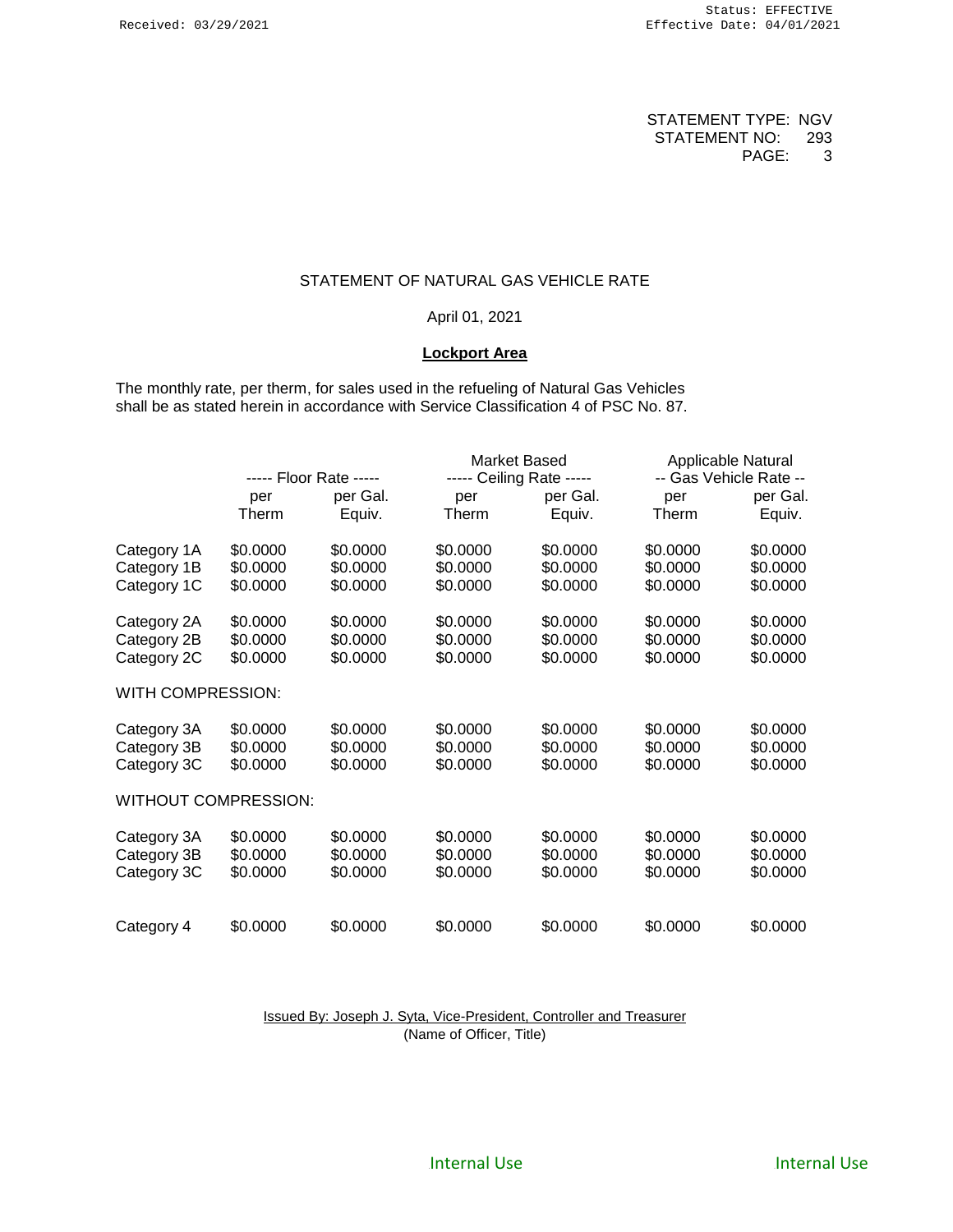STATEMENT TYPE: NGV
STATEMENT NO: 293

STATEMENT OF NATURAL GAS VEHICLE RATE

April 01, 2021

**Lockport Area**

The monthly rate, per therm, for sales used in the refueling of Natural Gas Vehicles shall be as stated herein in accordance with Service Classification 4 of PSC No. 87.

| | ----- Floor Rate ----- | | Market Based ----- Ceiling Rate ----- | | Applicable Natural -- Gas Vehicle Rate -- | |
|---|---|---|---|---|---|---|
| | per Therm | per Gal. Equiv. | per Therm | per Gal. Equiv. | per Therm | per Gal. Equiv. |
| Category 1A | $0.0000 | $0.0000 | $0.0000 | $0.0000 | $0.0000 | $0.0000 |
| Category 1B | $0.0000 | $0.0000 | $0.0000 | $0.0000 | $0.0000 | $0.0000 |
| Category 1C | $0.0000 | $0.0000 | $0.0000 | $0.0000 | $0.0000 | $0.0000 |
| Category 2A | $0.0000 | $0.0000 | $0.0000 | $0.0000 | $0.0000 | $0.0000 |
| Category 2B | $0.0000 | $0.0000 | $0.0000 | $0.0000 | $0.0000 | $0.0000 |
| Category 2C | $0.0000 | $0.0000 | $0.0000 | $0.0000 | $0.0000 | $0.0000 |
| WITH COMPRESSION: | | | | | | |
| Category 3A | $0.0000 | $0.0000 | $0.0000 | $0.0000 | $0.0000 | $0.0000 |
| Category 3B | $0.0000 | $0.0000 | $0.0000 | $0.0000 | $0.0000 | $0.0000 |
| Category 3C | $0.0000 | $0.0000 | $0.0000 | $0.0000 | $0.0000 | $0.0000 |
| WITHOUT COMPRESSION: | | | | | | |
| Category 3A | $0.0000 | $0.0000 | $0.0000 | $0.0000 | $0.0000 | $0.0000 |
| Category 3B | $0.0000 | $0.0000 | $0.0000 | $0.0000 | $0.0000 | $0.0000 |
| Category 3C | $0.0000 | $0.0000 | $0.0000 | $0.0000 | $0.0000 | $0.0000 |
| Category 4 | $0.0000 | $0.0000 | $0.0000 | $0.0000 | $0.0000 | $0.0000 |

Issued By: Joseph J. Syta, Vice-President, Controller and Treasurer
(Name of Officer, Title)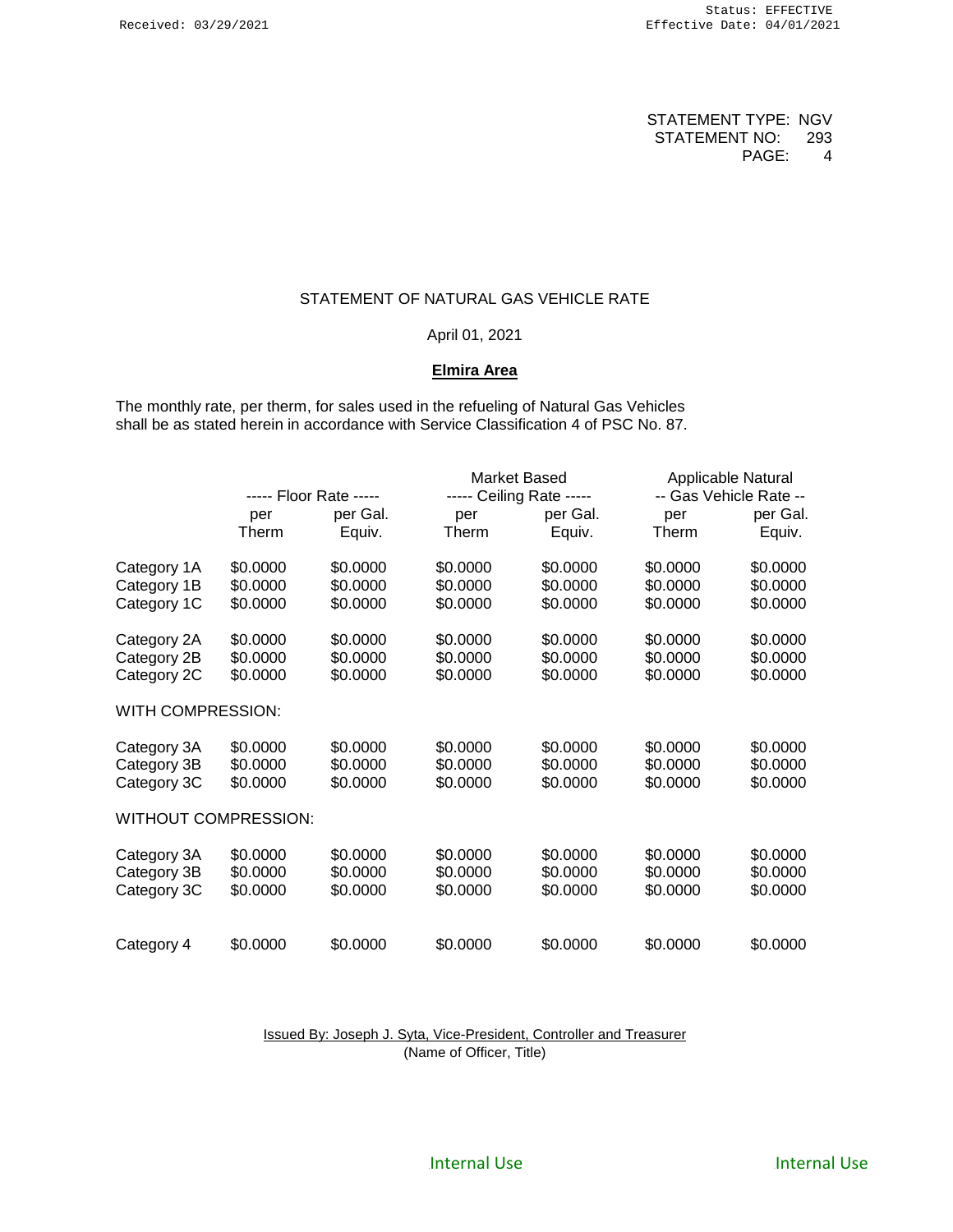Received: 03/29/2021

Status: EFFECTIVE
Effective Date: 04/01/2021

STATEMENT TYPE: NGV
STATEMENT NO: 293
PAGE: 4

STATEMENT OF NATURAL GAS VEHICLE RATE

April 01, 2021

**Elmira Area**

The monthly rate, per therm, for sales used in the refueling of Natural Gas Vehicles shall be as stated herein in accordance with Service Classification 4 of PSC No. 87.

| | ----- Floor Rate ----- | | Market Based ----- Ceiling Rate ----- | | Applicable Natural -- Gas Vehicle Rate -- | |
|---|---|---|---|---|---|---|
| | per Therm | per Gal. Equiv. | per Therm | per Gal. Equiv. | per Therm | per Gal. Equiv. |
| Category 1A | $0.0000 | $0.0000 | $0.0000 | $0.0000 | $0.0000 | $0.0000 |
| Category 1B | $0.0000 | $0.0000 | $0.0000 | $0.0000 | $0.0000 | $0.0000 |
| Category 1C | $0.0000 | $0.0000 | $0.0000 | $0.0000 | $0.0000 | $0.0000 |
| Category 2A | $0.0000 | $0.0000 | $0.0000 | $0.0000 | $0.0000 | $0.0000 |
| Category 2B | $0.0000 | $0.0000 | $0.0000 | $0.0000 | $0.0000 | $0.0000 |
| Category 2C | $0.0000 | $0.0000 | $0.0000 | $0.0000 | $0.0000 | $0.0000 |
| WITH COMPRESSION: | | | | | | |
| Category 3A | $0.0000 | $0.0000 | $0.0000 | $0.0000 | $0.0000 | $0.0000 |
| Category 3B | $0.0000 | $0.0000 | $0.0000 | $0.0000 | $0.0000 | $0.0000 |
| Category 3C | $0.0000 | $0.0000 | $0.0000 | $0.0000 | $0.0000 | $0.0000 |
| WITHOUT COMPRESSION: | | | | | | |
| Category 3A | $0.0000 | $0.0000 | $0.0000 | $0.0000 | $0.0000 | $0.0000 |
| Category 3B | $0.0000 | $0.0000 | $0.0000 | $0.0000 | $0.0000 | $0.0000 |
| Category 3C | $0.0000 | $0.0000 | $0.0000 | $0.0000 | $0.0000 | $0.0000 |
| Category 4 | $0.0000 | $0.0000 | $0.0000 | $0.0000 | $0.0000 | $0.0000 |

Issued By: Joseph J. Syta, Vice-President, Controller and Treasurer
(Name of Officer, Title)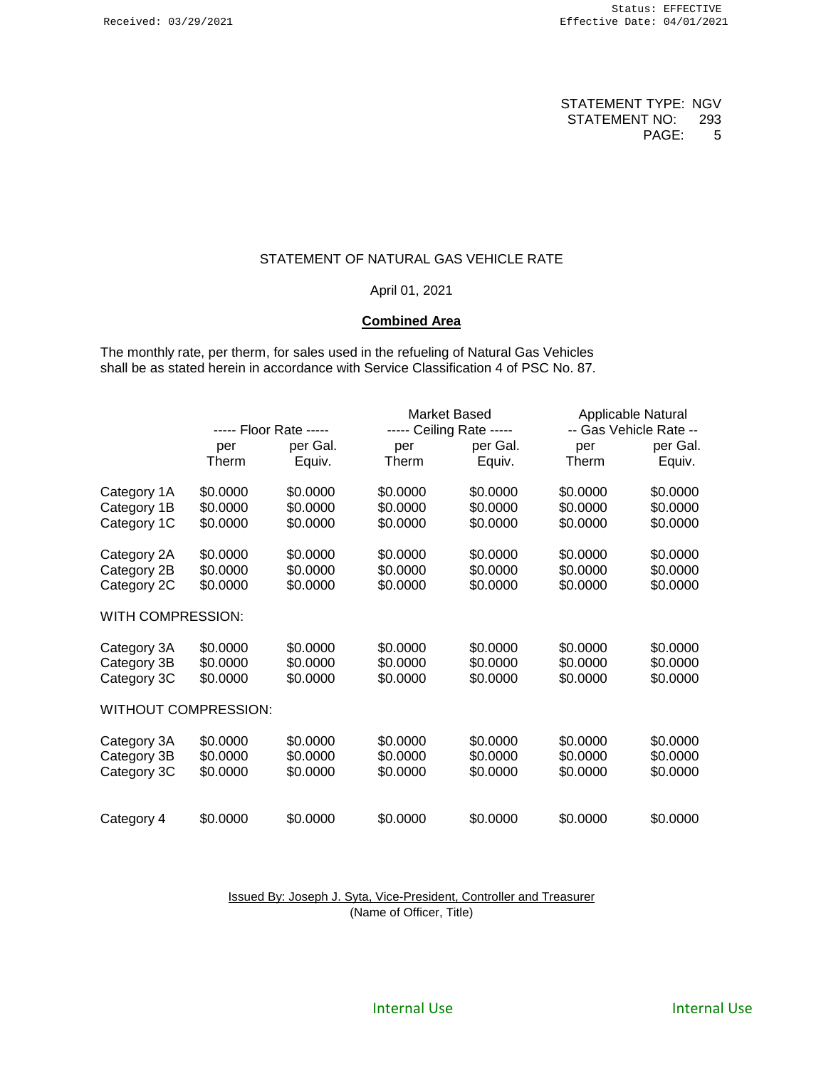Received: 03/29/2021

Status: EFFECTIVE
Effective Date: 04/01/2021

STATEMENT TYPE: NGV
STATEMENT NO: 293
PAGE: 5

STATEMENT OF NATURAL GAS VEHICLE RATE

April 01, 2021

**Combined Area**

The monthly rate, per therm, for sales used in the refueling of Natural Gas Vehicles shall be as stated herein in accordance with Service Classification 4 of PSC No. 87.

| | ----- Floor Rate ----- | | Market Based ----- Ceiling Rate ----- | | Applicable Natural -- Gas Vehicle Rate -- | |
|---|---|---|---|---|---|---|
| | per Therm | per Gal. Equiv. | per Therm | per Gal. Equiv. | per Therm | per Gal. Equiv. |
| Category 1A | $0.0000 | $0.0000 | $0.0000 | $0.0000 | $0.0000 | $0.0000 |
| Category 1B | $0.0000 | $0.0000 | $0.0000 | $0.0000 | $0.0000 | $0.0000 |
| Category 1C | $0.0000 | $0.0000 | $0.0000 | $0.0000 | $0.0000 | $0.0000 |
| Category 2A | $0.0000 | $0.0000 | $0.0000 | $0.0000 | $0.0000 | $0.0000 |
| Category 2B | $0.0000 | $0.0000 | $0.0000 | $0.0000 | $0.0000 | $0.0000 |
| Category 2C | $0.0000 | $0.0000 | $0.0000 | $0.0000 | $0.0000 | $0.0000 |
| WITH COMPRESSION: | | | | | | |
| Category 3A | $0.0000 | $0.0000 | $0.0000 | $0.0000 | $0.0000 | $0.0000 |
| Category 3B | $0.0000 | $0.0000 | $0.0000 | $0.0000 | $0.0000 | $0.0000 |
| Category 3C | $0.0000 | $0.0000 | $0.0000 | $0.0000 | $0.0000 | $0.0000 |
| WITHOUT COMPRESSION: | | | | | | |
| Category 3A | $0.0000 | $0.0000 | $0.0000 | $0.0000 | $0.0000 | $0.0000 |
| Category 3B | $0.0000 | $0.0000 | $0.0000 | $0.0000 | $0.0000 | $0.0000 |
| Category 3C | $0.0000 | $0.0000 | $0.0000 | $0.0000 | $0.0000 | $0.0000 |
| Category 4 | $0.0000 | $0.0000 | $0.0000 | $0.0000 | $0.0000 | $0.0000 |

Issued By: Joseph J. Syta, Vice-President, Controller and Treasurer
(Name of Officer, Title)

Internal Use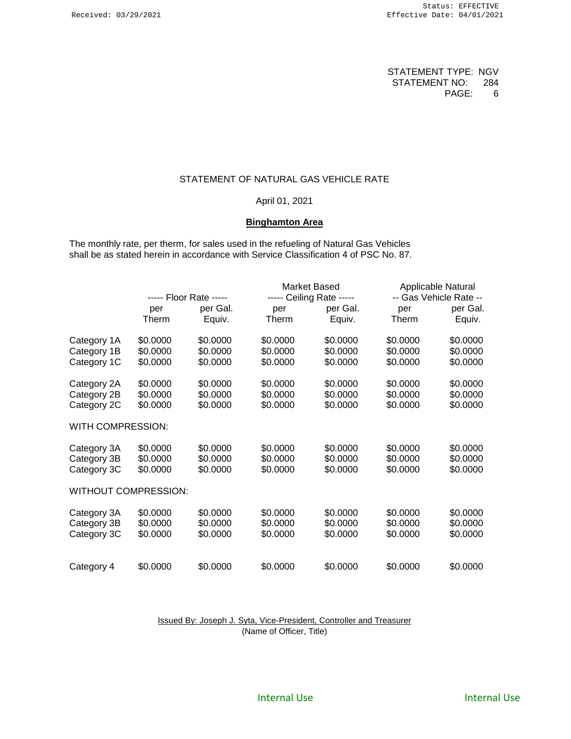Received: 03/29/2021

Status: EFFECTIVE
Effective Date: 04/01/2021

STATEMENT TYPE: NGV
STATEMENT NO: 284
PAGE: 6

## STATEMENT OF NATURAL GAS VEHICLE RATE

April 01, 2021

**Binghamton Area**

The monthly rate, per therm, for sales used in the refueling of Natural Gas Vehicles shall be as stated herein in accordance with Service Classification 4 of PSC No. 87.

| | Floor Rate | | Market Based Ceiling Rate | | Applicable Natural Gas Vehicle Rate | |
|---|---|---|---|---|---|---|
| | per Therm | per Gal. Equiv. | per Therm | per Gal. Equiv. | per Therm | per Gal. Equiv. |
| Category 1A | $0.0000 | $0.0000 | $0.0000 | $0.0000 | $0.0000 | $0.0000 |
| Category 1B | $0.0000 | $0.0000 | $0.0000 | $0.0000 | $0.0000 | $0.0000 |
| Category 1C | $0.0000 | $0.0000 | $0.0000 | $0.0000 | $0.0000 | $0.0000 |
| Category 2A | $0.0000 | $0.0000 | $0.0000 | $0.0000 | $0.0000 | $0.0000 |
| Category 2B | $0.0000 | $0.0000 | $0.0000 | $0.0000 | $0.0000 | $0.0000 |
| Category 2C | $0.0000 | $0.0000 | $0.0000 | $0.0000 | $0.0000 | $0.0000 |
| WITH COMPRESSION: | | | | | | |
| Category 3A | $0.0000 | $0.0000 | $0.0000 | $0.0000 | $0.0000 | $0.0000 |
| Category 3B | $0.0000 | $0.0000 | $0.0000 | $0.0000 | $0.0000 | $0.0000 |
| Category 3C | $0.0000 | $0.0000 | $0.0000 | $0.0000 | $0.0000 | $0.0000 |
| WITHOUT COMPRESSION: | | | | | | |
| Category 3A | $0.0000 | $0.0000 | $0.0000 | $0.0000 | $0.0000 | $0.0000 |
| Category 3B | $0.0000 | $0.0000 | $0.0000 | $0.0000 | $0.0000 | $0.0000 |
| Category 3C | $0.0000 | $0.0000 | $0.0000 | $0.0000 | $0.0000 | $0.0000 |
| Category 4 | $0.0000 | $0.0000 | $0.0000 | $0.0000 | $0.0000 | $0.0000 |

Issued By: Joseph J. Syta, Vice-President, Controller and Treasurer
(Name of Officer, Title)

Internal Use

Internal Use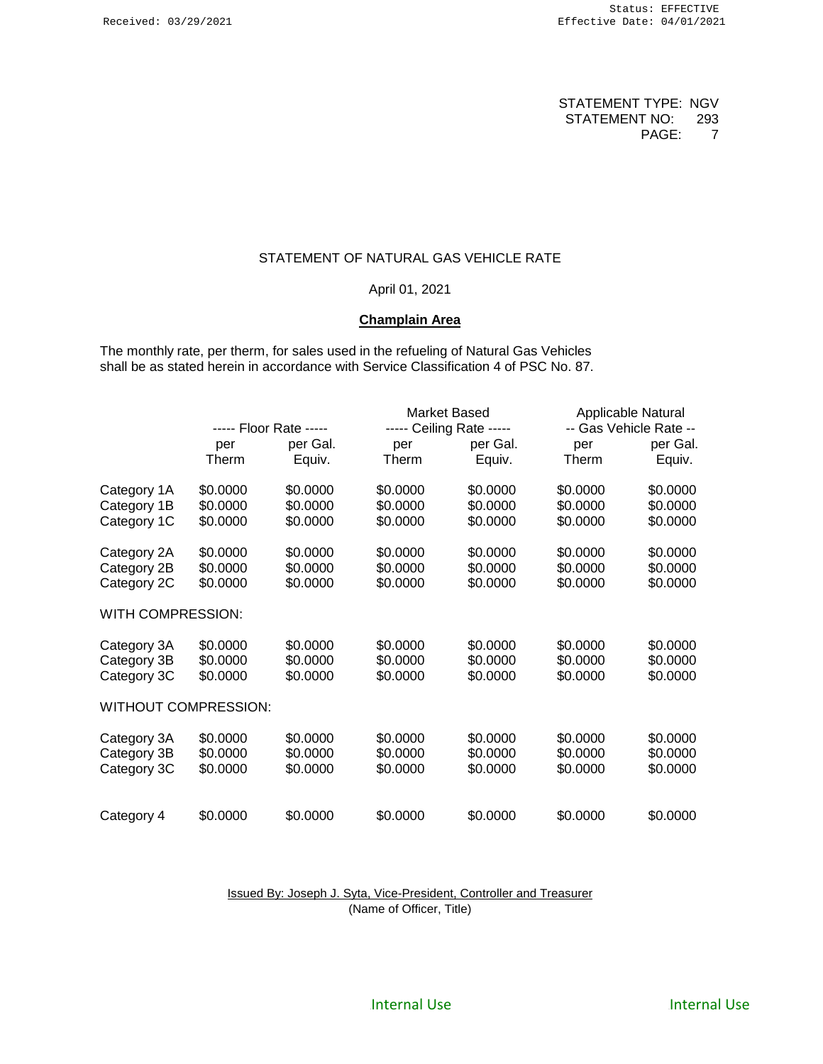Received: 03/29/2021

Status: EFFECTIVE
Effective Date: 04/01/2021

STATEMENT TYPE: NGV
STATEMENT NO: 293
PAGE: 7

STATEMENT OF NATURAL GAS VEHICLE RATE

April 01, 2021

**Champlain Area**

The monthly rate, per therm, for sales used in the refueling of Natural Gas Vehicles shall be as stated herein in accordance with Service Classification 4 of PSC No. 87.

| | Floor Rate | | Market Based Ceiling Rate | | Applicable Natural Gas Vehicle Rate | |
|---|---|---|---|---|---|---|
| | per Therm | per Gal. Equiv. | per Therm | per Gal. Equiv. | per Therm | per Gal. Equiv. |
| Category 1A | $0.0000 | $0.0000 | $0.0000 | $0.0000 | $0.0000 | $0.0000 |
| Category 1B | $0.0000 | $0.0000 | $0.0000 | $0.0000 | $0.0000 | $0.0000 |
| Category 1C | $0.0000 | $0.0000 | $0.0000 | $0.0000 | $0.0000 | $0.0000 |
| Category 2A | $0.0000 | $0.0000 | $0.0000 | $0.0000 | $0.0000 | $0.0000 |
| Category 2B | $0.0000 | $0.0000 | $0.0000 | $0.0000 | $0.0000 | $0.0000 |
| Category 2C | $0.0000 | $0.0000 | $0.0000 | $0.0000 | $0.0000 | $0.0000 |
| WITH COMPRESSION: | | | | | | |
| Category 3A | $0.0000 | $0.0000 | $0.0000 | $0.0000 | $0.0000 | $0.0000 |
| Category 3B | $0.0000 | $0.0000 | $0.0000 | $0.0000 | $0.0000 | $0.0000 |
| Category 3C | $0.0000 | $0.0000 | $0.0000 | $0.0000 | $0.0000 | $0.0000 |
| WITHOUT COMPRESSION: | | | | | | |
| Category 3A | $0.0000 | $0.0000 | $0.0000 | $0.0000 | $0.0000 | $0.0000 |
| Category 3B | $0.0000 | $0.0000 | $0.0000 | $0.0000 | $0.0000 | $0.0000 |
| Category 3C | $0.0000 | $0.0000 | $0.0000 | $0.0000 | $0.0000 | $0.0000 |
| Category 4 | $0.0000 | $0.0000 | $0.0000 | $0.0000 | $0.0000 | $0.0000 |

Issued By: Joseph J. Syta, Vice-President, Controller and Treasurer
(Name of Officer, Title)

Internal Use Internal Use